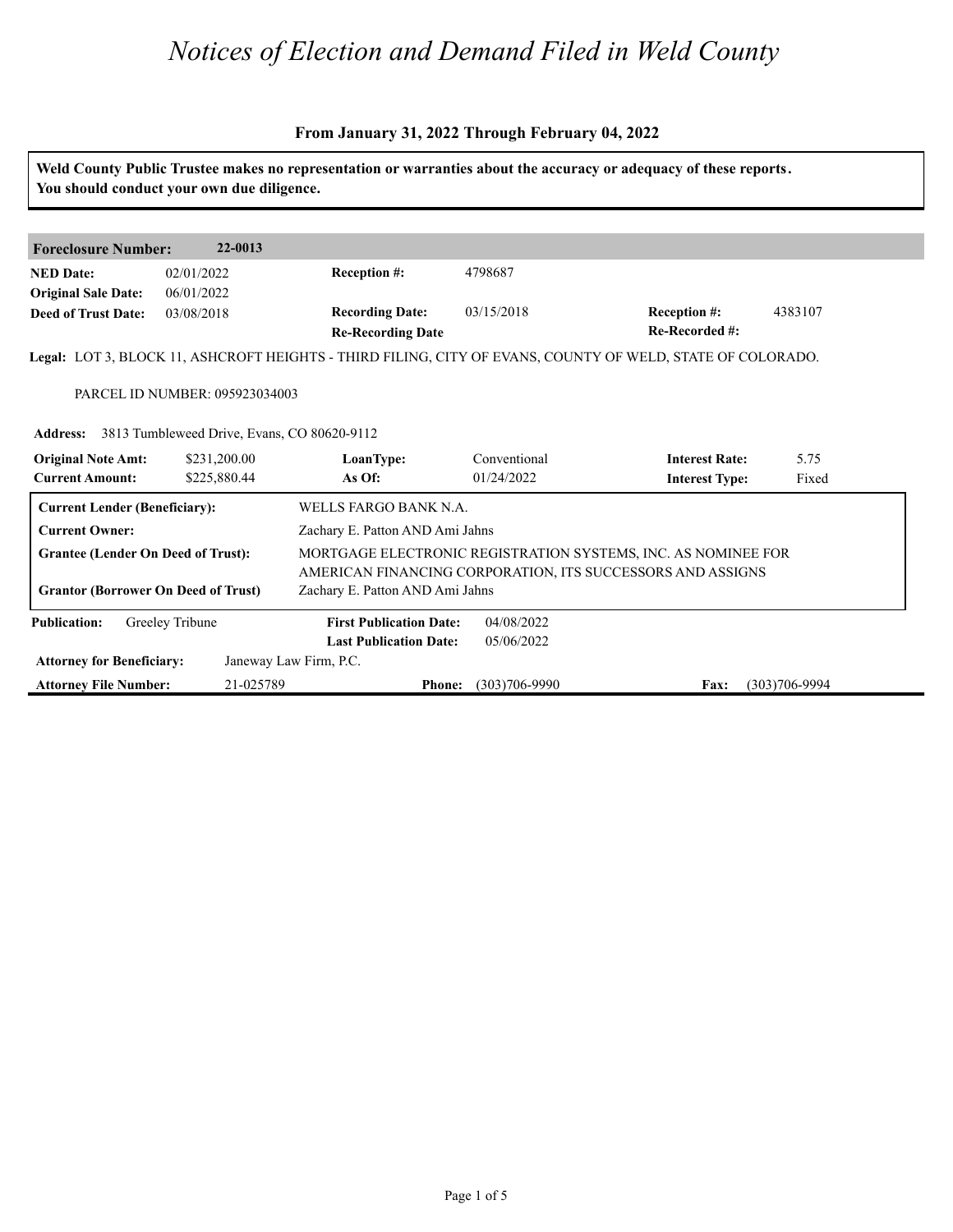# *Notices of Election and Demand Filed in Weld County*

**From January 31, 2022 Through February 04, 2022**

**Weld County Public Trustee makes no representation or warranties about the accuracy or adequacy of these reports. You should conduct your own due diligence.**

---

**Foreclosure Number:** **22-0013**

| | | | | | |
|---|---|---|---|---|---|
| **NED Date:** | 02/01/2022 | **Reception #:** | 4798687 | | |
| **Original Sale Date:** | 06/01/2022 | | | | |
| **Deed of Trust Date:** | 03/08/2018 | **Recording Date:** | 03/15/2018 | **Reception #:** | 4383107 |
| | | **Re-Recording Date** | | **Re-Recorded #:** | |

**Legal:** LOT 3, BLOCK 11, ASHCROFT HEIGHTS - THIRD FILING, CITY OF EVANS, COUNTY OF WELD, STATE OF COLORADO.

PARCEL ID NUMBER: 095923034003

**Address:** 3813 Tumbleweed Drive, Evans, CO 80620-9112

| | | | | | |
|---|---|---|---|---|---|
| **Original Note Amt:** | $231,200.00 | **LoanType:** | Conventional | **Interest Rate:** | 5.75 |
| **Current Amount:** | $225,880.44 | **As Of:** | 01/24/2022 | **Interest Type:** | Fixed |

| | |
|---|---|
| **Current Lender (Beneficiary):** | WELLS FARGO BANK N.A. |
| **Current Owner:** | Zachary E. Patton AND Ami Jahns |
| **Grantee (Lender On Deed of Trust):** | MORTGAGE ELECTRONIC REGISTRATION SYSTEMS, INC. AS NOMINEE FOR AMERICAN FINANCING CORPORATION, ITS SUCCESSORS AND ASSIGNS |
| **Grantor (Borrower On Deed of Trust)** | Zachary E. Patton AND Ami Jahns |

| | | | | | |
|---|---|---|---|---|---|
| **Publication:** | Greeley Tribune | **First Publication Date:** | 04/08/2022 | | |
| | | **Last Publication Date:** | 05/06/2022 | | |
| **Attorney for Beneficiary:** | Janeway Law Firm, P.C. | | | | |
| **Attorney File Number:** | 21-025789 | **Phone:** | (303)706-9990 | **Fax:** | (303)706-9994 |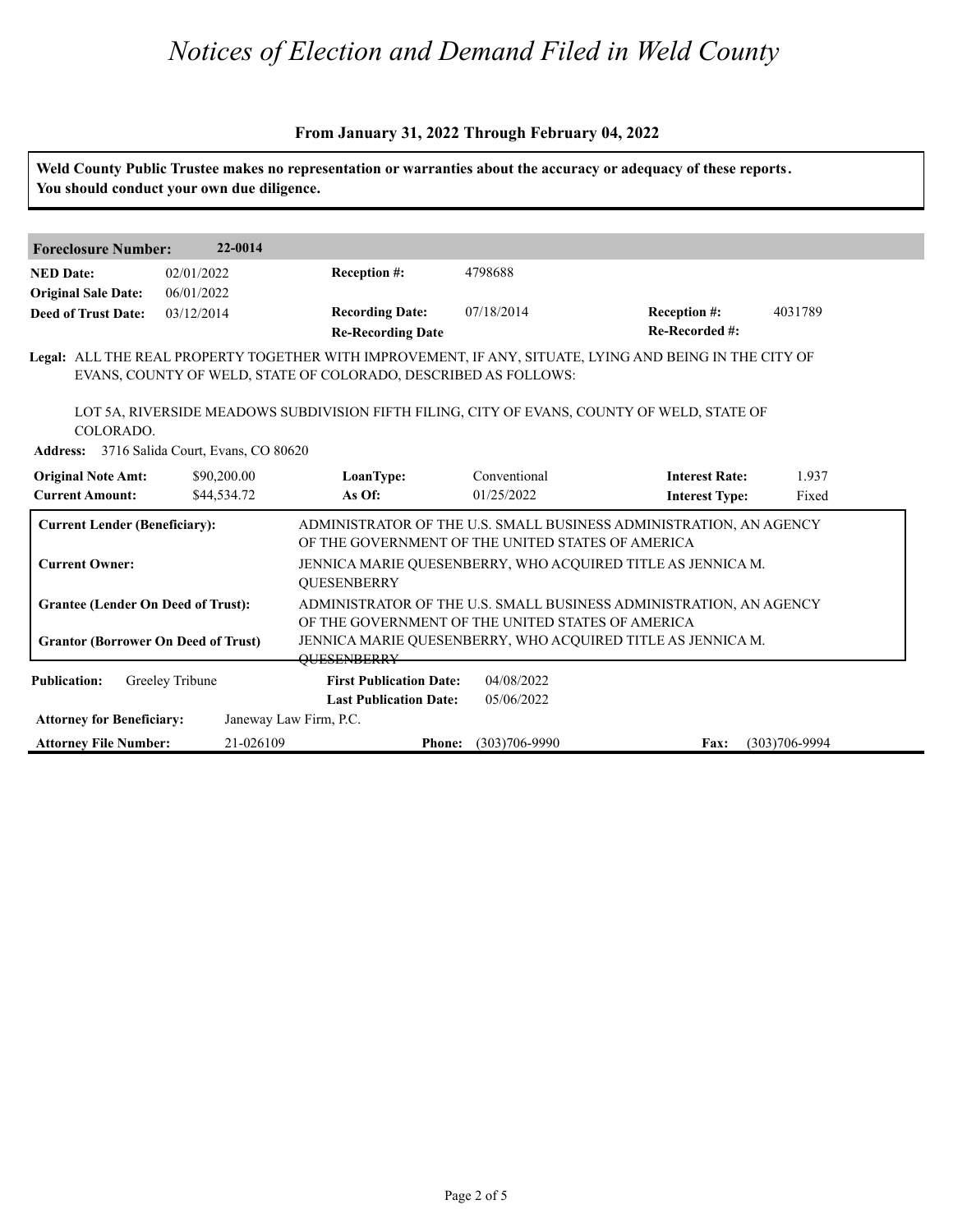# Notices of Election and Demand Filed in Weld County

**From January 31, 2022 Through February 04, 2022**

**Weld County Public Trustee makes no representation or warranties about the accuracy or adequacy of these reports. You should conduct your own due diligence.**

| **Foreclosure Number:** | **22-0014** | | | | |
|---|---|---|---|---|---|
| **NED Date:** | 02/01/2022 | **Reception #:** | 4798688 | | |
| **Original Sale Date:** | 06/01/2022 | | | | |
| **Deed of Trust Date:** | 03/12/2014 | **Recording Date:** | 07/18/2014 | **Reception #:** | 4031789 |
| | | **Re-Recording Date** | | **Re-Recorded #:** | |

**Legal:** ALL THE REAL PROPERTY TOGETHER WITH IMPROVEMENT, IF ANY, SITUATE, LYING AND BEING IN THE CITY OF EVANS, COUNTY OF WELD, STATE OF COLORADO, DESCRIBED AS FOLLOWS:

LOT 5A, RIVERSIDE MEADOWS SUBDIVISION FIFTH FILING, CITY OF EVANS, COUNTY OF WELD, STATE OF COLORADO.

**Address:** 3716 Salida Court, Evans, CO 80620

| **Original Note Amt:** | $90,200.00 | **LoanType:** | Conventional | **Interest Rate:** | 1.937 |
|---|---|---|---|---|---|
| **Current Amount:** | $44,534.72 | **As Of:** | 01/25/2022 | **Interest Type:** | Fixed |

| | |
|---|---|
| **Current Lender (Beneficiary):** | ADMINISTRATOR OF THE U.S. SMALL BUSINESS ADMINISTRATION, AN AGENCY OF THE GOVERNMENT OF THE UNITED STATES OF AMERICA |
| **Current Owner:** | JENNICA MARIE QUESENBERRY, WHO ACQUIRED TITLE AS JENNICA M. QUESENBERRY |
| **Grantee (Lender On Deed of Trust):** | ADMINISTRATOR OF THE U.S. SMALL BUSINESS ADMINISTRATION, AN AGENCY OF THE GOVERNMENT OF THE UNITED STATES OF AMERICA |
| **Grantor (Borrower On Deed of Trust)** | JENNICA MARIE QUESENBERRY, WHO ACQUIRED TITLE AS JENNICA M. QUESENBERRY |

| **Publication:** | Greeley Tribune | **First Publication Date:** | 04/08/2022 | | |
|---|---|---|---|---|---|
| | | **Last Publication Date:** | 05/06/2022 | | |
| **Attorney for Beneficiary:** | Janeway Law Firm, P.C. | | | | |
| **Attorney File Number:** | 21-026109 | **Phone:** | (303)706-9990 | **Fax:** | (303)706-9994 |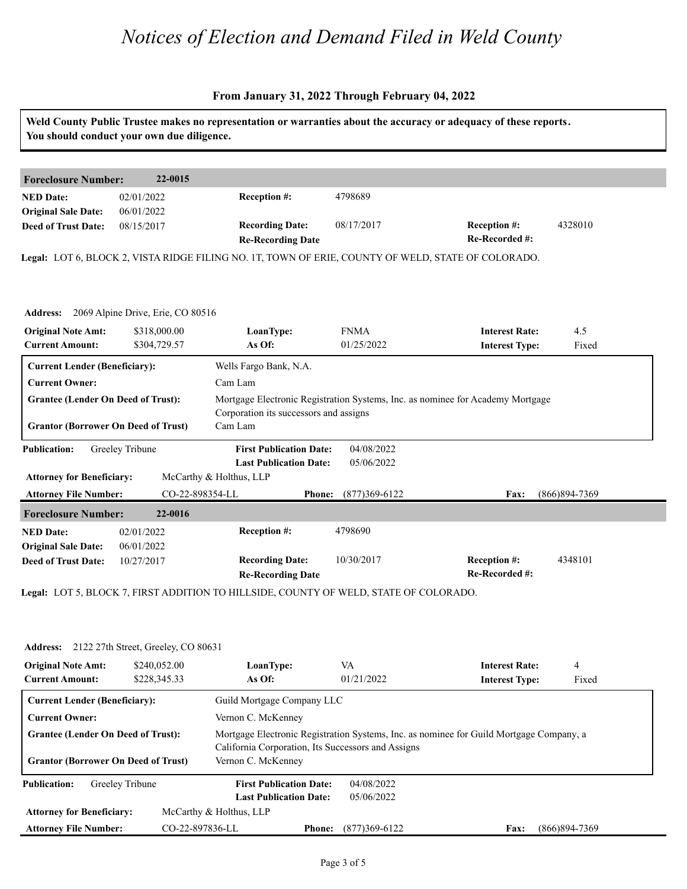# *Notices of Election and Demand Filed in Weld County*

**From January 31, 2022 Through February 04, 2022**

**Weld County Public Trustee makes no representation or warranties about the accuracy or adequacy of these reports. You should conduct your own due diligence.**

---

**Foreclosure Number:** 22-0015

| | | | | | |
|---|---|---|---|---|---|
| **NED Date:** | 02/01/2022 | **Reception #:** | 4798689 | | |
| **Original Sale Date:** | 06/01/2022 | | | | |
| **Deed of Trust Date:** | 08/15/2017 | **Recording Date:** | 08/17/2017 | **Reception #:** | 4328010 |
| | | **Re-Recording Date** | | **Re-Recorded #:** | |

**Legal:** LOT 6, BLOCK 2, VISTA RIDGE FILING NO. 1T, TOWN OF ERIE, COUNTY OF WELD, STATE OF COLORADO.

**Address:** 2069 Alpine Drive, Erie, CO 80516

| | | | | | |
|---|---|---|---|---|---|
| **Original Note Amt:** | $318,000.00 | **LoanType:** | FNMA | **Interest Rate:** | 4.5 |
| **Current Amount:** | $304,729.57 | **As Of:** | 01/25/2022 | **Interest Type:** | Fixed |

| | |
|---|---|
| **Current Lender (Beneficiary):** | Wells Fargo Bank, N.A. |
| **Current Owner:** | Cam Lam |
| **Grantee (Lender On Deed of Trust):** | Mortgage Electronic Registration Systems, Inc. as nominee for Academy Mortgage Corporation its successors and assigns |
| **Grantor (Borrower On Deed of Trust)** | Cam Lam |

| | | | | | |
|---|---|---|---|---|---|
| **Publication:** | Greeley Tribune | **First Publication Date:** | 04/08/2022 | | |
| | | **Last Publication Date:** | 05/06/2022 | | |
| **Attorney for Beneficiary:** | McCarthy & Holthus, LLP | | | | |
| **Attorney File Number:** | CO-22-898354-LL | **Phone:** | (877)369-6122 | **Fax:** | (866)894-7369 |

---

**Foreclosure Number:** 22-0016

| | | | | | |
|---|---|---|---|---|---|
| **NED Date:** | 02/01/2022 | **Reception #:** | 4798690 | | |
| **Original Sale Date:** | 06/01/2022 | | | | |
| **Deed of Trust Date:** | 10/27/2017 | **Recording Date:** | 10/30/2017 | **Reception #:** | 4348101 |
| | | **Re-Recording Date** | | **Re-Recorded #:** | |

**Legal:** LOT 5, BLOCK 7, FIRST ADDITION TO HILLSIDE, COUNTY OF WELD, STATE OF COLORADO.

**Address:** 2122 27th Street, Greeley, CO 80631

| | | | | | |
|---|---|---|---|---|---|
| **Original Note Amt:** | $240,052.00 | **LoanType:** | VA | **Interest Rate:** | 4 |
| **Current Amount:** | $228,345.33 | **As Of:** | 01/21/2022 | **Interest Type:** | Fixed |

| | |
|---|---|
| **Current Lender (Beneficiary):** | Guild Mortgage Company LLC |
| **Current Owner:** | Vernon C. McKenney |
| **Grantee (Lender On Deed of Trust):** | Mortgage Electronic Registration Systems, Inc. as nominee for Guild Mortgage Company, a California Corporation, Its Successors and Assigns |
| **Grantor (Borrower On Deed of Trust)** | Vernon C. McKenney |

| | | | | | |
|---|---|---|---|---|---|
| **Publication:** | Greeley Tribune | **First Publication Date:** | 04/08/2022 | | |
| | | **Last Publication Date:** | 05/06/2022 | | |
| **Attorney for Beneficiary:** | McCarthy & Holthus, LLP | | | | |
| **Attorney File Number:** | CO-22-897836-LL | **Phone:** | (877)369-6122 | **Fax:** | (866)894-7369 |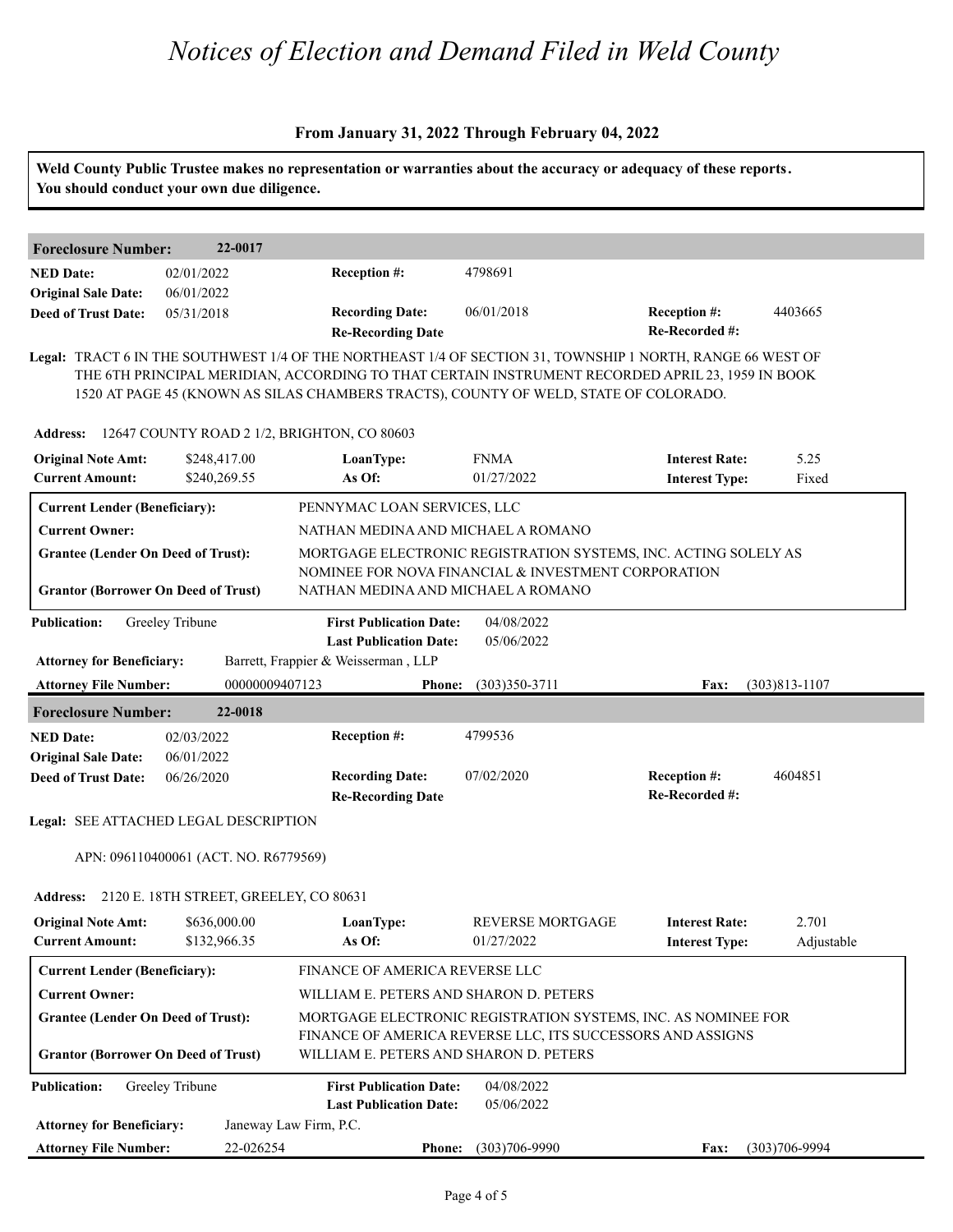# Notices of Election and Demand Filed in Weld County

**From January 31, 2022 Through February 04, 2022**

**Weld County Public Trustee makes no representation or warranties about the accuracy or adequacy of these reports. You should conduct your own due diligence.**

## Foreclosure Number: 22-0017

| | | | | | |
|---|---|---|---|---|---|
| **NED Date:** | 02/01/2022 | **Reception #:** | 4798691 | | |
| **Original Sale Date:** | 06/01/2022 | | | | |
| **Deed of Trust Date:** | 05/31/2018 | **Recording Date:** | 06/01/2018 | **Reception #:** | 4403665 |
| | | **Re-Recording Date** | | **Re-Recorded #:** | |

**Legal:** TRACT 6 IN THE SOUTHWEST 1/4 OF THE NORTHEAST 1/4 OF SECTION 31, TOWNSHIP 1 NORTH, RANGE 66 WEST OF THE 6TH PRINCIPAL MERIDIAN, ACCORDING TO THAT CERTAIN INSTRUMENT RECORDED APRIL 23, 1959 IN BOOK 1520 AT PAGE 45 (KNOWN AS SILAS CHAMBERS TRACTS), COUNTY OF WELD, STATE OF COLORADO.

**Address:** 12647 COUNTY ROAD 2 1/2, BRIGHTON, CO 80603

| | | | | | |
|---|---|---|---|---|---|
| **Original Note Amt:** | $248,417.00 | **LoanType:** | FNMA | **Interest Rate:** | 5.25 |
| **Current Amount:** | $240,269.55 | **As Of:** | 01/27/2022 | **Interest Type:** | Fixed |

| | |
|---|---|
| **Current Lender (Beneficiary):** | PENNYMAC LOAN SERVICES, LLC |
| **Current Owner:** | NATHAN MEDINA AND MICHAEL A ROMANO |
| **Grantee (Lender On Deed of Trust):** | MORTGAGE ELECTRONIC REGISTRATION SYSTEMS, INC. ACTING SOLELY AS NOMINEE FOR NOVA FINANCIAL & INVESTMENT CORPORATION |
| **Grantor (Borrower On Deed of Trust)** | NATHAN MEDINA AND MICHAEL A ROMANO |

| | | | |
|---|---|---|---|
| **Publication:** | Greeley Tribune | **First Publication Date:** | 04/08/2022 |
| | | **Last Publication Date:** | 05/06/2022 |

**Attorney for Beneficiary:** Barrett, Frappier & Weisserman , LLP

**Attorney File Number:** 00000009407123 **Phone:** (303)350-3711 **Fax:** (303)813-1107

## Foreclosure Number: 22-0018

| | | | | | |
|---|---|---|---|---|---|
| **NED Date:** | 02/03/2022 | **Reception #:** | 4799536 | | |
| **Original Sale Date:** | 06/01/2022 | | | | |
| **Deed of Trust Date:** | 06/26/2020 | **Recording Date:** | 07/02/2020 | **Reception #:** | 4604851 |
| | | **Re-Recording Date** | | **Re-Recorded #:** | |

**Legal:** SEE ATTACHED LEGAL DESCRIPTION

APN: 096110400061 (ACT. NO. R6779569)

**Address:** 2120 E. 18TH STREET, GREELEY, CO 80631

| | | | | | |
|---|---|---|---|---|---|
| **Original Note Amt:** | $636,000.00 | **LoanType:** | REVERSE MORTGAGE | **Interest Rate:** | 2.701 |
| **Current Amount:** | $132,966.35 | **As Of:** | 01/27/2022 | **Interest Type:** | Adjustable |

| | |
|---|---|
| **Current Lender (Beneficiary):** | FINANCE OF AMERICA REVERSE LLC |
| **Current Owner:** | WILLIAM E. PETERS AND SHARON D. PETERS |
| **Grantee (Lender On Deed of Trust):** | MORTGAGE ELECTRONIC REGISTRATION SYSTEMS, INC. AS NOMINEE FOR FINANCE OF AMERICA REVERSE LLC, ITS SUCCESSORS AND ASSIGNS |
| **Grantor (Borrower On Deed of Trust)** | WILLIAM E. PETERS AND SHARON D. PETERS |

| | | | |
|---|---|---|---|
| **Publication:** | Greeley Tribune | **First Publication Date:** | 04/08/2022 |
| | | **Last Publication Date:** | 05/06/2022 |

**Attorney for Beneficiary:** Janeway Law Firm, P.C.

**Attorney File Number:** 22-026254 **Phone:** (303)706-9990 **Fax:** (303)706-9994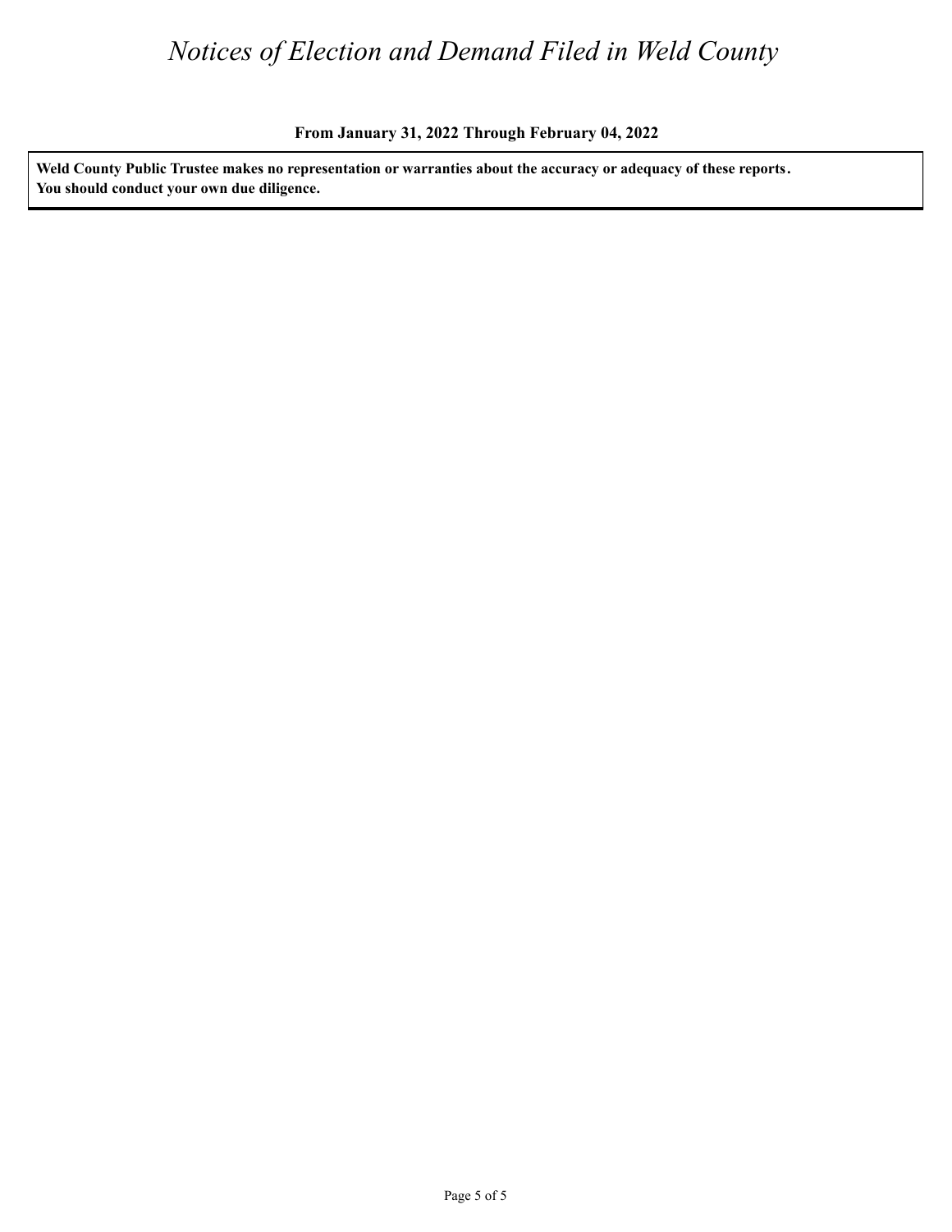# *Notices of Election and Demand Filed in Weld County*

**From January 31, 2022 Through February 04, 2022**

**Weld County Public Trustee makes no representation or warranties about the accuracy or adequacy of these reports.**
**You should conduct your own due diligence.**